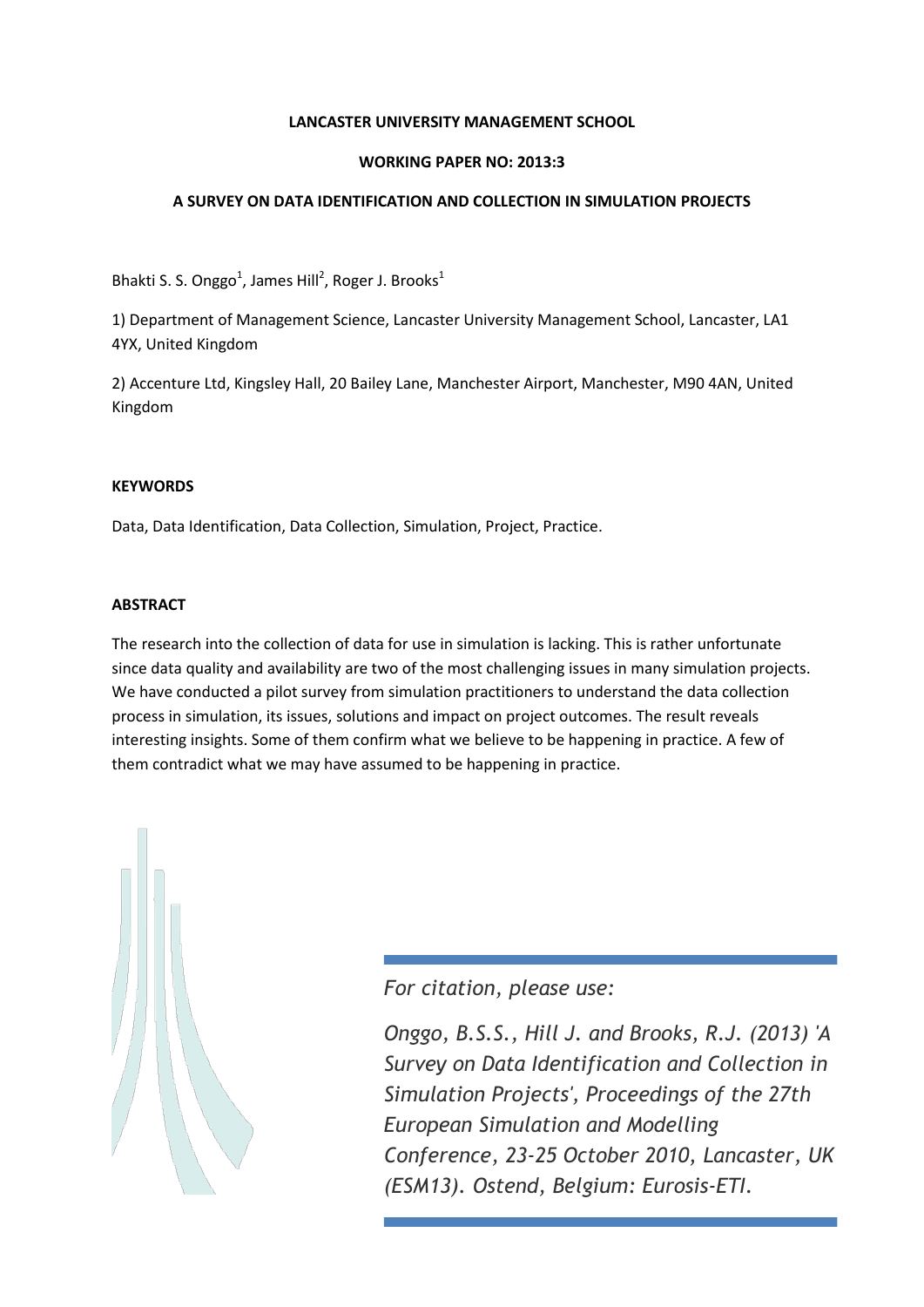**LANCASTER UNIVERSITY MANAGEMENT SCHOOL**

**WORKING PAPER NO: 2013:3**

# A SURVEY ON DATA IDENTIFICATION AND COLLECTION IN SIMULATION PROJECTS

Bhakti S. S. Onggo[1], James Hill[2], Roger J. Brooks[1]

1) Department of Management Science, Lancaster University Management School, Lancaster, LA1 4YX, United Kingdom

2) Accenture Ltd, Kingsley Hall, 20 Bailey Lane, Manchester Airport, Manchester, M90 4AN, United Kingdom

## KEYWORDS

Data, Data Identification, Data Collection, Simulation, Project, Practice.

## ABSTRACT

The research into the collection of data for use in simulation is lacking. This is rather unfortunate since data quality and availability are two of the most challenging issues in many simulation projects. We have conducted a pilot survey from simulation practitioners to understand the data collection process in simulation, its issues, solutions and impact on project outcomes. The result reveals interesting insights. Some of them confirm what we believe to be happening in practice. A few of them contradict what we may have assumed to be happening in practice.

*For citation, please use:*

*Onggo, B.S.S., Hill J. and Brooks, R.J. (2013) 'A Survey on Data Identification and Collection in Simulation Projects', Proceedings of the 27th European Simulation and Modelling Conference, 23-25 October 2010, Lancaster, UK (ESM13). Ostend, Belgium: Eurosis-ETI.*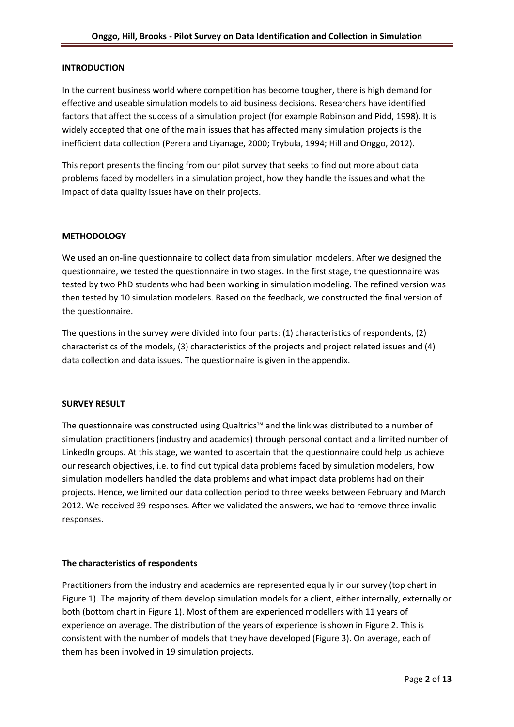## INTRODUCTION

In the current business world where competition has become tougher, there is high demand for effective and useable simulation models to aid business decisions. Researchers have identified factors that affect the success of a simulation project (for example Robinson and Pidd, 1998). It is widely accepted that one of the main issues that has affected many simulation projects is the inefficient data collection (Perera and Liyanage, 2000; Trybula, 1994; Hill and Onggo, 2012).

This report presents the finding from our pilot survey that seeks to find out more about data problems faced by modellers in a simulation project, how they handle the issues and what the impact of data quality issues have on their projects.

## METHODOLOGY

We used an on-line questionnaire to collect data from simulation modelers. After we designed the questionnaire, we tested the questionnaire in two stages. In the first stage, the questionnaire was tested by two PhD students who had been working in simulation modeling. The refined version was then tested by 10 simulation modelers. Based on the feedback, we constructed the final version of the questionnaire.

The questions in the survey were divided into four parts: (1) characteristics of respondents, (2) characteristics of the models, (3) characteristics of the projects and project related issues and (4) data collection and data issues. The questionnaire is given in the appendix.

## SURVEY RESULT

The questionnaire was constructed using Qualtrics™ and the link was distributed to a number of simulation practitioners (industry and academics) through personal contact and a limited number of LinkedIn groups. At this stage, we wanted to ascertain that the questionnaire could help us achieve our research objectives, i.e. to find out typical data problems faced by simulation modelers, how simulation modellers handled the data problems and what impact data problems had on their projects. Hence, we limited our data collection period to three weeks between February and March 2012. We received 39 responses. After we validated the answers, we had to remove three invalid responses.

### The characteristics of respondents

Practitioners from the industry and academics are represented equally in our survey (top chart in Figure 1). The majority of them develop simulation models for a client, either internally, externally or both (bottom chart in Figure 1). Most of them are experienced modellers with 11 years of experience on average. The distribution of the years of experience is shown in Figure 2. This is consistent with the number of models that they have developed (Figure 3). On average, each of them has been involved in 19 simulation projects.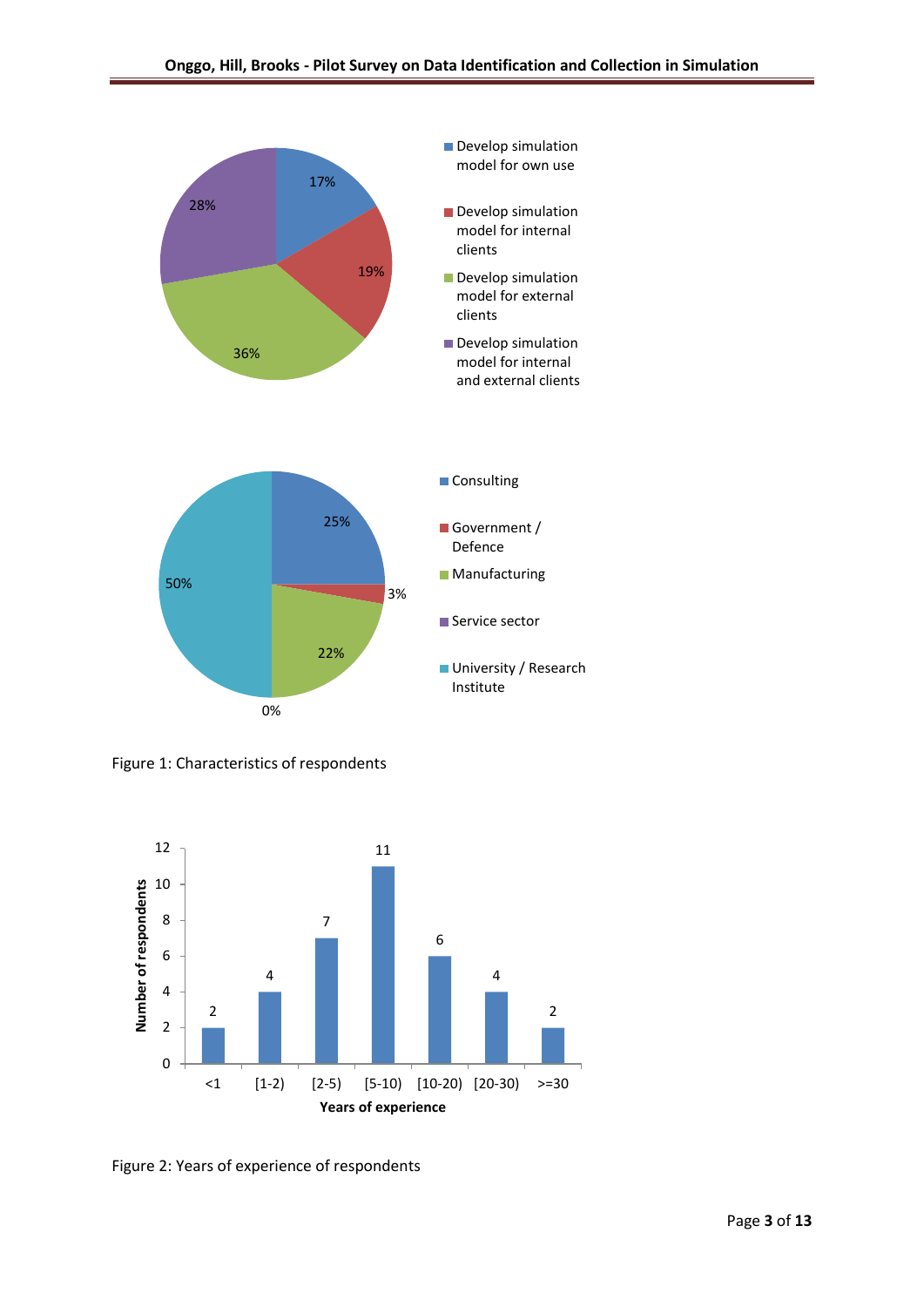28%
17%
19%
36%

Develop simulation model for own use

Develop simulation model for internal clients

Develop simulation model for external clients

Develop simulation model for internal and external clients

25%
3%
22%
0%
50%

Consulting

Government / Defence

Manufacturing

Service sector

University / Research Institute

Figure 1: Characteristics of respondents

Number of respondents

0
2
4
6
8
10
12

2
4
7
11
6
4
2

<1
[1-2)
[2-5)
[5-10)
[10-20)
[20-30)
>=30

Years of experience

Figure 2: Years of experience of respondents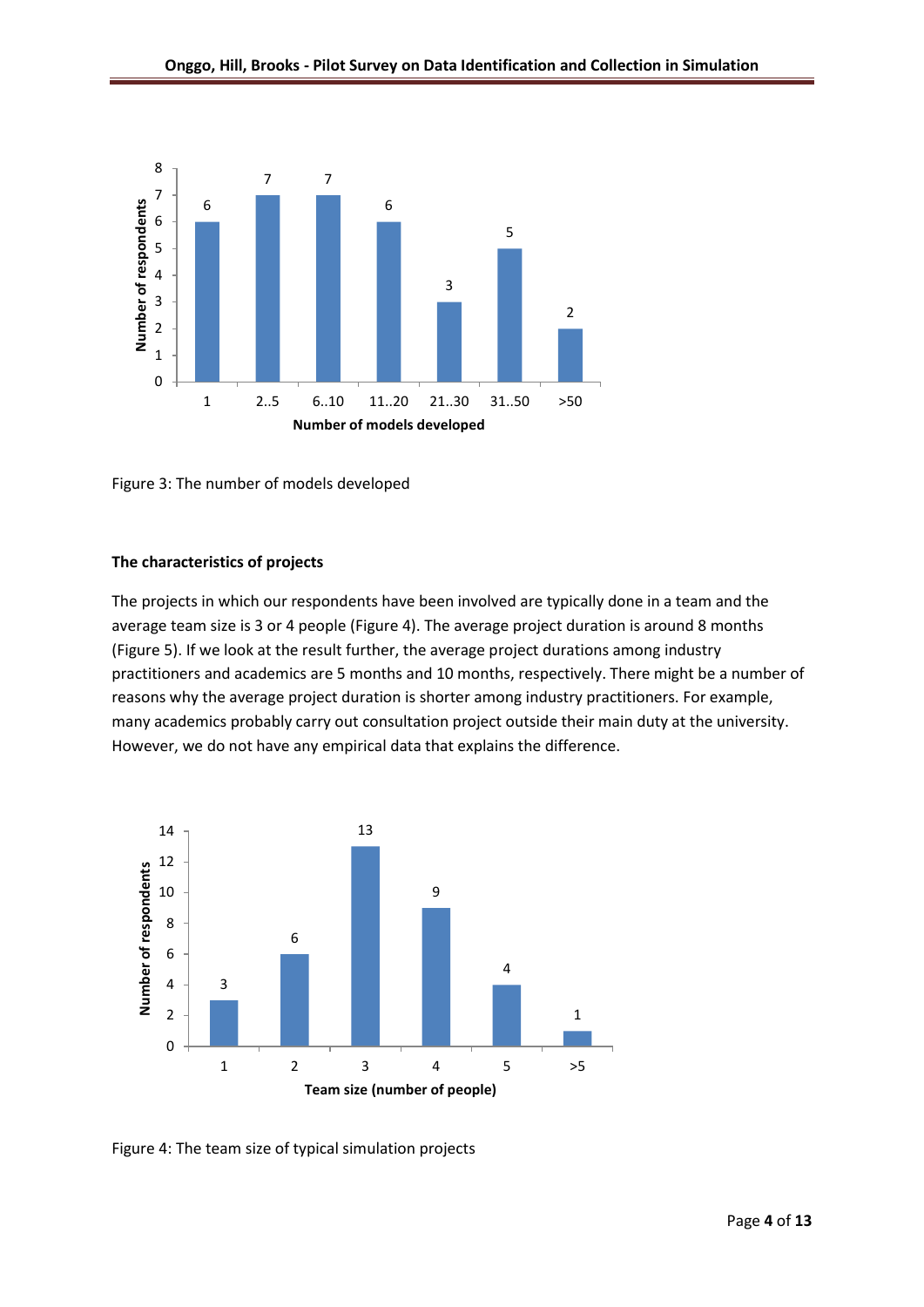8
7
6
5
4
3
2
1
0

Number of respondents

6 7 7 6 3 5 2

1 2..5 6..10 11..20 21..30 31..50 >50

Number of models developed

Figure 3: The number of models developed

**The characteristics of projects**

The projects in which our respondents have been involved are typically done in a team and the average team size is 3 or 4 people (Figure 4). The average project duration is around 8 months (Figure 5). If we look at the result further, the average project durations among industry practitioners and academics are 5 months and 10 months, respectively. There might be a number of reasons why the average project duration is shorter among industry practitioners. For example, many academics probably carry out consultation project outside their main duty at the university. However, we do not have any empirical data that explains the difference.

14
12
10
8
6
4
2
0

Number of respondents

3 6 13 9 4 1

1 2 3 4 5 >5

Team size (number of people)

Figure 4: The team size of typical simulation projects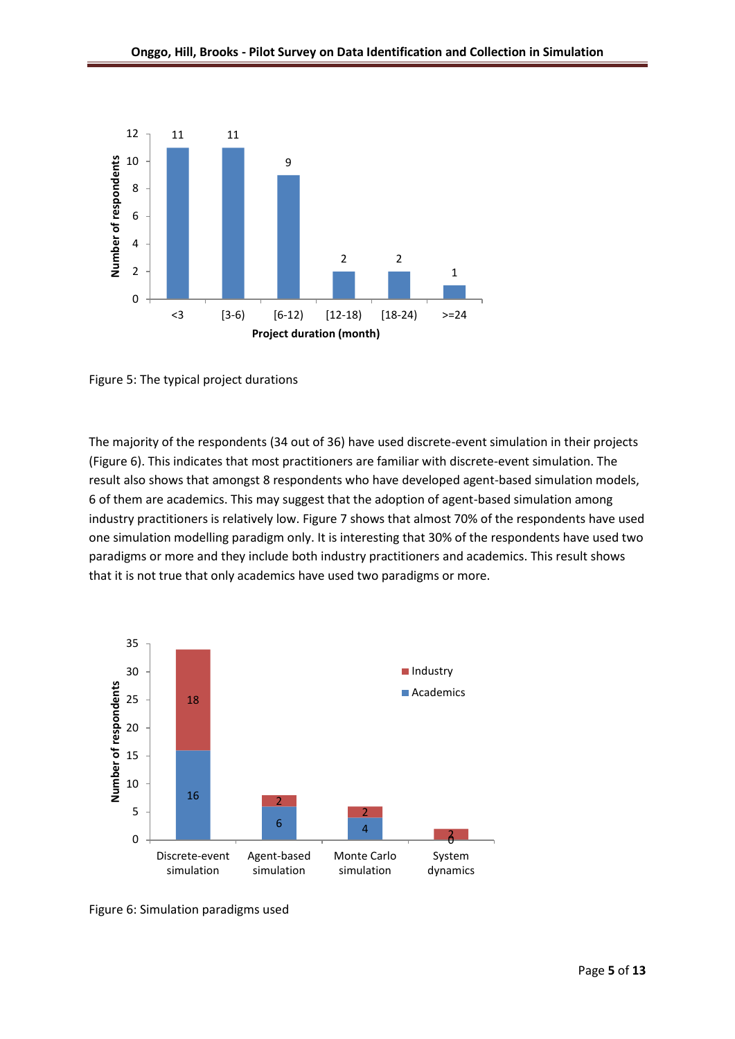12
10
8
6
4
2
0

Number of respondents

11 11 9 2 2 1

<3 [3-6) [6-12) [12-18) [18-24) >=24

Project duration (month)

Figure 5: The typical project durations

The majority of the respondents (34 out of 36) have used discrete-event simulation in their projects (Figure 6). This indicates that most practitioners are familiar with discrete-event simulation. The result also shows that amongst 8 respondents who have developed agent-based simulation models, 6 of them are academics. This may suggest that the adoption of agent-based simulation among industry practitioners is relatively low. Figure 7 shows that almost 70% of the respondents have used one simulation modelling paradigm only. It is interesting that 30% of the respondents have used two paradigms or more and they include both industry practitioners and academics. This result shows that it is not true that only academics have used two paradigms or more.

35
30
25
20
15
10
5
0

Number of respondents

Industry
Academics

18
16
2
6
2
4
2
0

Discrete-event simulation
Agent-based simulation
Monte Carlo simulation
System dynamics

Figure 6: Simulation paradigms used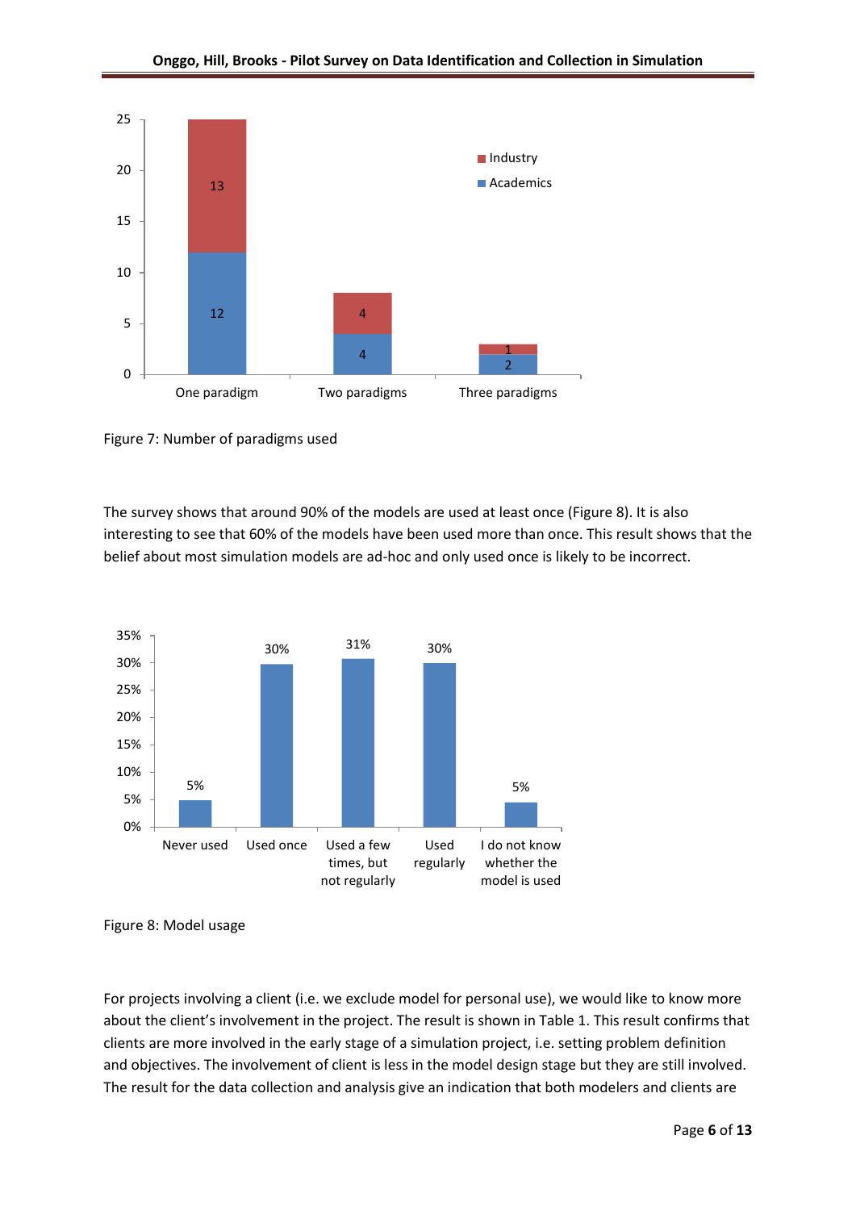25
20
15
10
5
0

13
12
4
4
1
2

Industry
Academics

One paradigm
Two paradigms
Three paradigms

Figure 7: Number of paradigms used

The survey shows that around 90% of the models are used at least once (Figure 8). It is also interesting to see that 60% of the models have been used more than once. This result shows that the belief about most simulation models are ad-hoc and only used once is likely to be incorrect.

35%
30%
25%
20%
15%
10%
5%
0%

5%
30%
31%
30%
5%

Never used
Used once
Used a few times, but not regularly
Used regularly
I do not know whether the model is used

Figure 8: Model usage

For projects involving a client (i.e. we exclude model for personal use), we would like to know more about the client's involvement in the project. The result is shown in Table 1. This result confirms that clients are more involved in the early stage of a simulation project, i.e. setting problem definition and objectives. The involvement of client is less in the model design stage but they are still involved. The result for the data collection and analysis give an indication that both modelers and clients are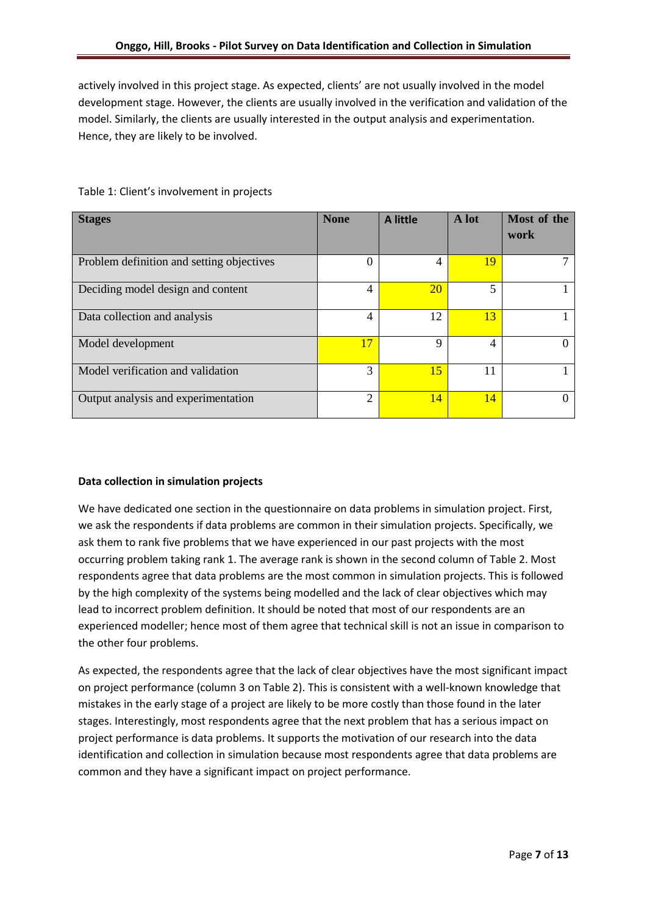actively involved in this project stage. As expected, clients' are not usually involved in the model development stage. However, the clients are usually involved in the verification and validation of the model. Similarly, the clients are usually interested in the output analysis and experimentation. Hence, they are likely to be involved.

Table 1: Client's involvement in projects

| Stages | None | A little | A lot | Most of the work |
|---|---|---|---|---|
| Problem definition and setting objectives | 0 | 4 | 19 | 7 |
| Deciding model design and content | 4 | 20 | 5 | 1 |
| Data collection and analysis | 4 | 12 | 13 | 1 |
| Model development | 17 | 9 | 4 | 0 |
| Model verification and validation | 3 | 15 | 11 | 1 |
| Output analysis and experimentation | 2 | 14 | 14 | 0 |

**Data collection in simulation projects**

We have dedicated one section in the questionnaire on data problems in simulation project. First, we ask the respondents if data problems are common in their simulation projects. Specifically, we ask them to rank five problems that we have experienced in our past projects with the most occurring problem taking rank 1. The average rank is shown in the second column of Table 2. Most respondents agree that data problems are the most common in simulation projects. This is followed by the high complexity of the systems being modelled and the lack of clear objectives which may lead to incorrect problem definition. It should be noted that most of our respondents are an experienced modeller; hence most of them agree that technical skill is not an issue in comparison to the other four problems.

As expected, the respondents agree that the lack of clear objectives have the most significant impact on project performance (column 3 on Table 2). This is consistent with a well-known knowledge that mistakes in the early stage of a project are likely to be more costly than those found in the later stages. Interestingly, most respondents agree that the next problem that has a serious impact on project performance is data problems. It supports the motivation of our research into the data identification and collection in simulation because most respondents agree that data problems are common and they have a significant impact on project performance.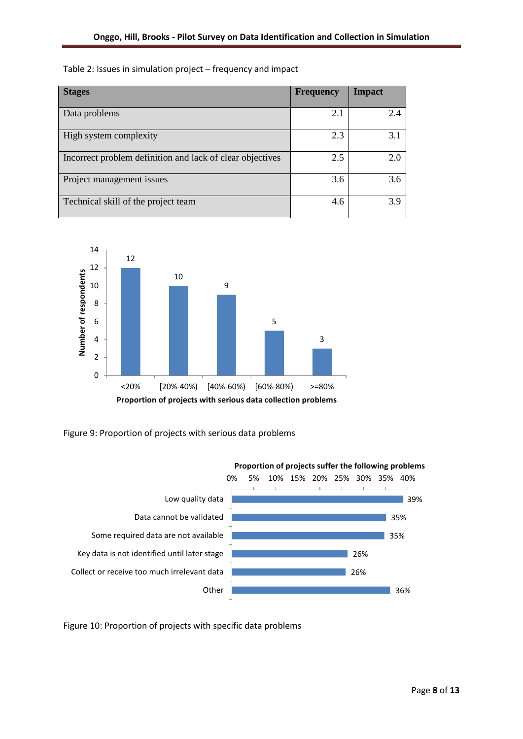Table 2: Issues in simulation project – frequency and impact

| Stages | Frequency | Impact |
|---|---|---|
| Data problems | 2.1 | 2.4 |
| High system complexity | 2.3 | 3.1 |
| Incorrect problem definition and lack of clear objectives | 2.5 | 2.0 |
| Project management issues | 3.6 | 3.6 |
| Technical skill of the project team | 4.6 | 3.9 |

Number of respondents

14
12
10
8
6
4
2
0

12
10
9
5
3

<20%
[20%-40%)
[40%-60%)
[60%-80%)
>=80%

Proportion of projects with serious data collection problems

Figure 9: Proportion of projects with serious data problems

Proportion of projects suffer the following problems

0% 5% 10% 15% 20% 25% 30% 35% 40%

Low quality data 39%
Data cannot be validated 35%
Some required data are not available 35%
Key data is not identified until later stage 26%
Collect or receive too much irrelevant data 26%
Other 36%

Figure 10: Proportion of projects with specific data problems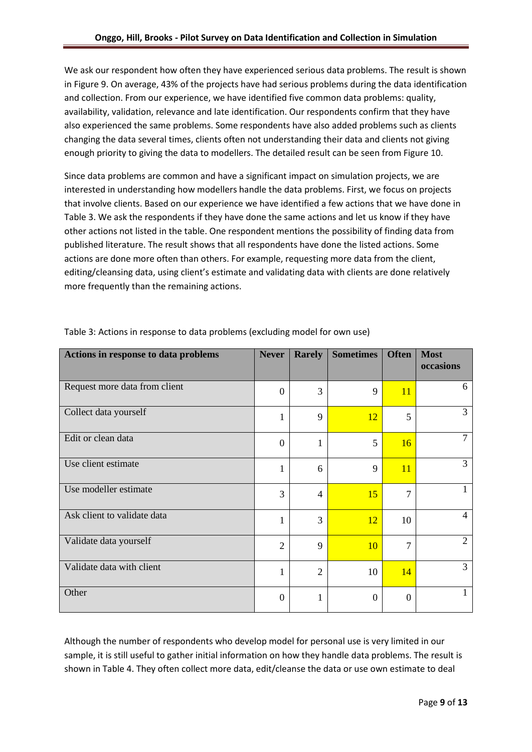We ask our respondent how often they have experienced serious data problems. The result is shown in Figure 9. On average, 43% of the projects have had serious problems during the data identification and collection. From our experience, we have identified five common data problems: quality, availability, validation, relevance and late identification. Our respondents confirm that they have also experienced the same problems. Some respondents have also added problems such as clients changing the data several times, clients often not understanding their data and clients not giving enough priority to giving the data to modellers. The detailed result can be seen from Figure 10.

Since data problems are common and have a significant impact on simulation projects, we are interested in understanding how modellers handle the data problems. First, we focus on projects that involve clients. Based on our experience we have identified a few actions that we have done in Table 3. We ask the respondents if they have done the same actions and let us know if they have other actions not listed in the table. One respondent mentions the possibility of finding data from published literature. The result shows that all respondents have done the listed actions. Some actions are done more often than others. For example, requesting more data from the client, editing/cleansing data, using client's estimate and validating data with clients are done relatively more frequently than the remaining actions.

Table 3: Actions in response to data problems (excluding model for own use)

| Actions in response to data problems | Never | Rarely | Sometimes | Often | Most occasions |
|---|---|---|---|---|---|
| Request more data from client | 0 | 3 | 9 | 11 | 6 |
| Collect data yourself | 1 | 9 | 12 | 5 | 3 |
| Edit or clean data | 0 | 1 | 5 | 16 | 7 |
| Use client estimate | 1 | 6 | 9 | 11 | 3 |
| Use modeller estimate | 3 | 4 | 15 | 7 | 1 |
| Ask client to validate data | 1 | 3 | 12 | 10 | 4 |
| Validate data yourself | 2 | 9 | 10 | 7 | 2 |
| Validate data with client | 1 | 2 | 10 | 14 | 3 |
| Other | 0 | 1 | 0 | 0 | 1 |

Although the number of respondents who develop model for personal use is very limited in our sample, it is still useful to gather initial information on how they handle data problems. The result is shown in Table 4. They often collect more data, edit/cleanse the data or use own estimate to deal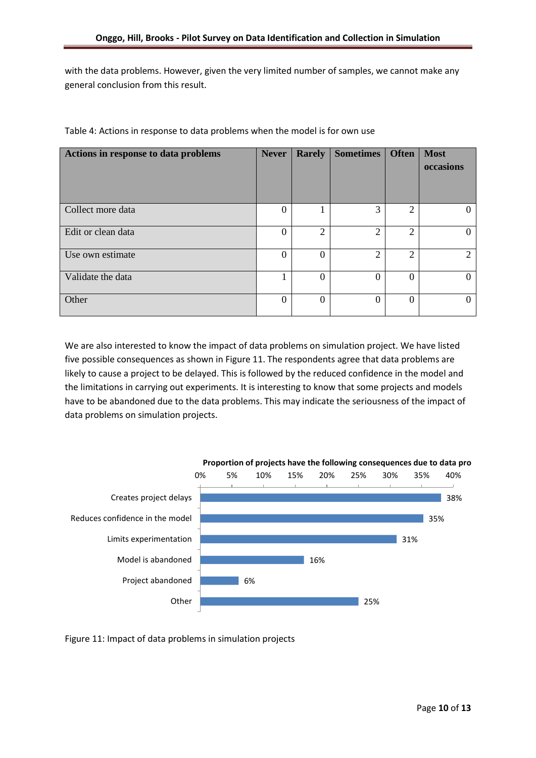with the data problems. However, given the very limited number of samples, we cannot make any general conclusion from this result.

Table 4: Actions in response to data problems when the model is for own use

| Actions in response to data problems | Never | Rarely | Sometimes | Often | Most occasions |
|---|---|---|---|---|---|
| Collect more data | 0 | 1 | 3 | 2 | 0 |
| Edit or clean data | 0 | 2 | 2 | 2 | 0 |
| Use own estimate | 0 | 0 | 2 | 2 | 2 |
| Validate the data | 1 | 0 | 0 | 0 | 0 |
| Other | 0 | 0 | 0 | 0 | 0 |

We are also interested to know the impact of data problems on simulation project. We have listed five possible consequences as shown in Figure 11. The respondents agree that data problems are likely to cause a project to be delayed. This is followed by the reduced confidence in the model and the limitations in carrying out experiments. It is interesting to know that some projects and models have to be abandoned due to the data problems. This may indicate the seriousness of the impact of data problems on simulation projects.

Proportion of projects have the following consequences due to data pro

0% 5% 10% 15% 20% 25% 30% 35% 40%

Creates project delays 38%

Reduces confidence in the model 35%

Limits experimentation 31%

Model is abandoned 16%

Project abandoned 6%

Other 25%

Figure 11: Impact of data problems in simulation projects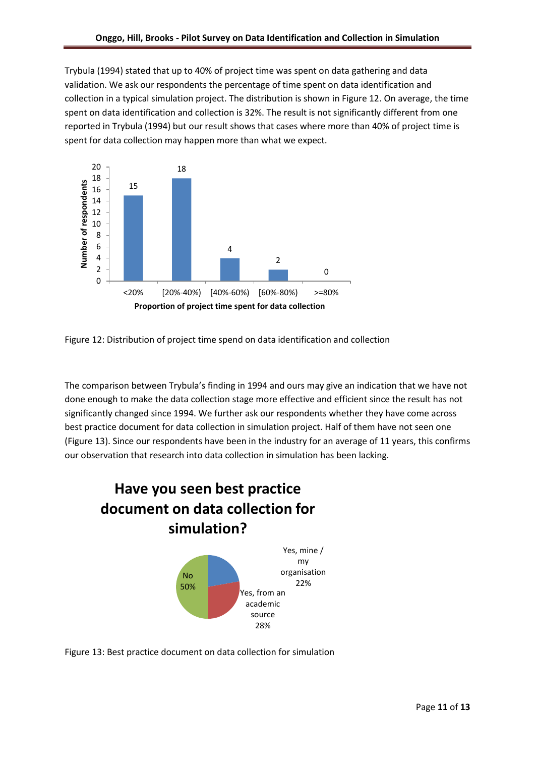Trybula (1994) stated that up to 40% of project time was spent on data gathering and data validation. We ask our respondents the percentage of time spent on data identification and collection in a typical simulation project. The distribution is shown in Figure 12. On average, the time spent on data identification and collection is 32%. The result is not significantly different from one reported in Trybula (1994) but our result shows that cases where more than 40% of project time is spent for data collection may happen more than what we expect.

Number of respondents

20
18
16
14
12
10
8
6
4
2
0

15
18
4
2
0

<20%
[20%-40%)
[40%-60%)
[60%-80%)
>=80%

Proportion of project time spent for data collection

Figure 12: Distribution of project time spend on data identification and collection

The comparison between Trybula's finding in 1994 and ours may give an indication that we have not done enough to make the data collection stage more effective and efficient since the result has not significantly changed since 1994. We further ask our respondents whether they have come across best practice document for data collection in simulation project. Half of them have not seen one (Figure 13). Since our respondents have been in the industry for an average of 11 years, this confirms our observation that research into data collection in simulation has been lacking.

Have you seen best practice document on data collection for simulation?

Yes, mine / my organisation 22%

Yes, from an academic source 28%

No 50%

Figure 13: Best practice document on data collection for simulation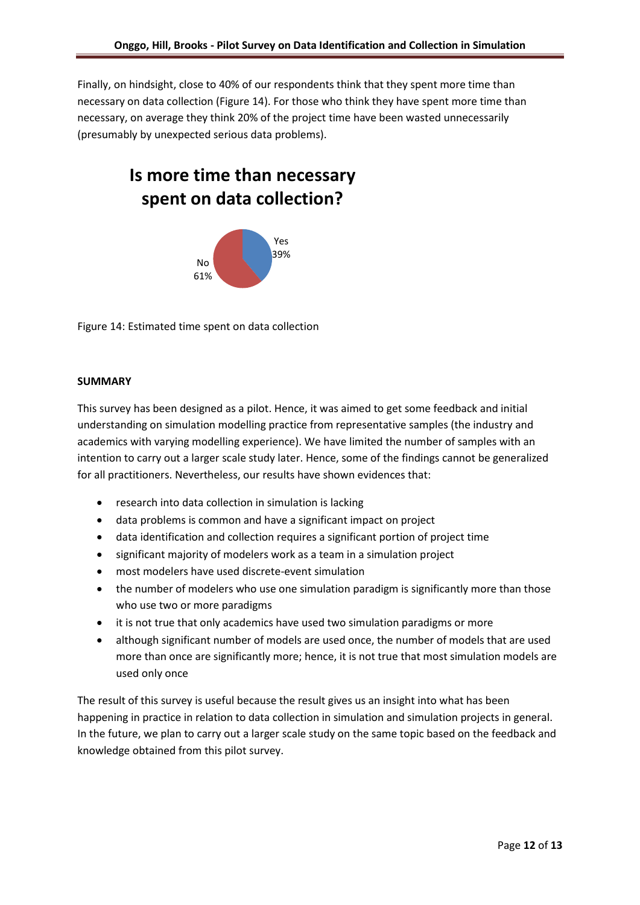Finally, on hindsight, close to 40% of our respondents think that they spent more time than necessary on data collection (Figure 14). For those who think they have spent more time than necessary, on average they think 20% of the project time have been wasted unnecessarily (presumably by unexpected serious data problems).

**Is more time than necessary spent on data collection?**

Yes 39%

No 61%

Figure 14: Estimated time spent on data collection

**SUMMARY**

This survey has been designed as a pilot. Hence, it was aimed to get some feedback and initial understanding on simulation modelling practice from representative samples (the industry and academics with varying modelling experience). We have limited the number of samples with an intention to carry out a larger scale study later. Hence, some of the findings cannot be generalized for all practitioners. Nevertheless, our results have shown evidences that:

- research into data collection in simulation is lacking
- data problems is common and have a significant impact on project
- data identification and collection requires a significant portion of project time
- significant majority of modelers work as a team in a simulation project
- most modelers have used discrete-event simulation
- the number of modelers who use one simulation paradigm is significantly more than those who use two or more paradigms
- it is not true that only academics have used two simulation paradigms or more
- although significant number of models are used once, the number of models that are used more than once are significantly more; hence, it is not true that most simulation models are used only once

The result of this survey is useful because the result gives us an insight into what has been happening in practice in relation to data collection in simulation and simulation projects in general. In the future, we plan to carry out a larger scale study on the same topic based on the feedback and knowledge obtained from this pilot survey.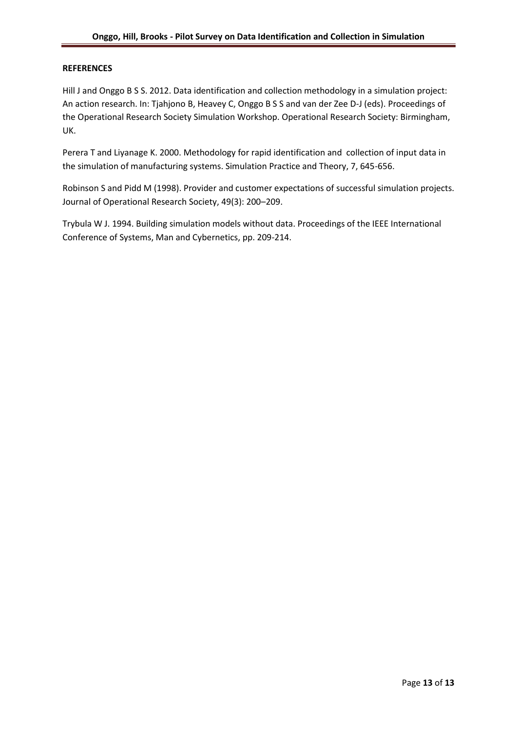## REFERENCES

Hill J and Onggo B S S. 2012. Data identification and collection methodology in a simulation project: An action research. In: Tjahjono B, Heavey C, Onggo B S S and van der Zee D-J (eds). Proceedings of the Operational Research Society Simulation Workshop. Operational Research Society: Birmingham, UK.

Perera T and Liyanage K. 2000. Methodology for rapid identification and collection of input data in the simulation of manufacturing systems. Simulation Practice and Theory, 7, 645-656.

Robinson S and Pidd M (1998). Provider and customer expectations of successful simulation projects. Journal of Operational Research Society, 49(3): 200–209.

Trybula W J. 1994. Building simulation models without data. Proceedings of the IEEE International Conference of Systems, Man and Cybernetics, pp. 209-214.